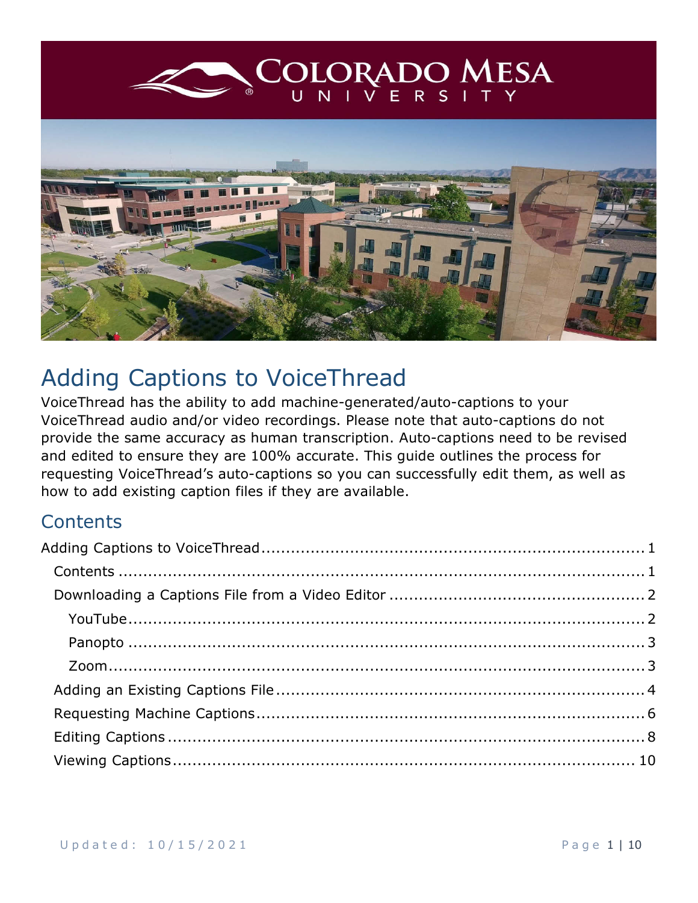# Adding Captions to VoiceThread

VoiceThread has the ability to add machine-generated/auto-captions to your VoiceThread audio and/or video recordings. Please note that auto-captions do not provide the same accuracy as human transcription. Auto-captions need to be revised and edited to ensure they are 100% accurate. This guide outlines the process for requesting VoiceThread's auto-captions so you can successfully edit them, as well as how to add existing caption files if they are available.

## Contents

- Adding Captions to VoiceThread ........ 1
  - Contents ........ 1
  - Downloading a Captions File from a Video Editor ........ 2
    - YouTube ........ 2
    - Panopto ........ 3
    - Zoom ........ 3
  - Adding an Existing Captions File ........ 4
  - Requesting Machine Captions ........ 6
  - Editing Captions ........ 8
  - Viewing Captions ........ 10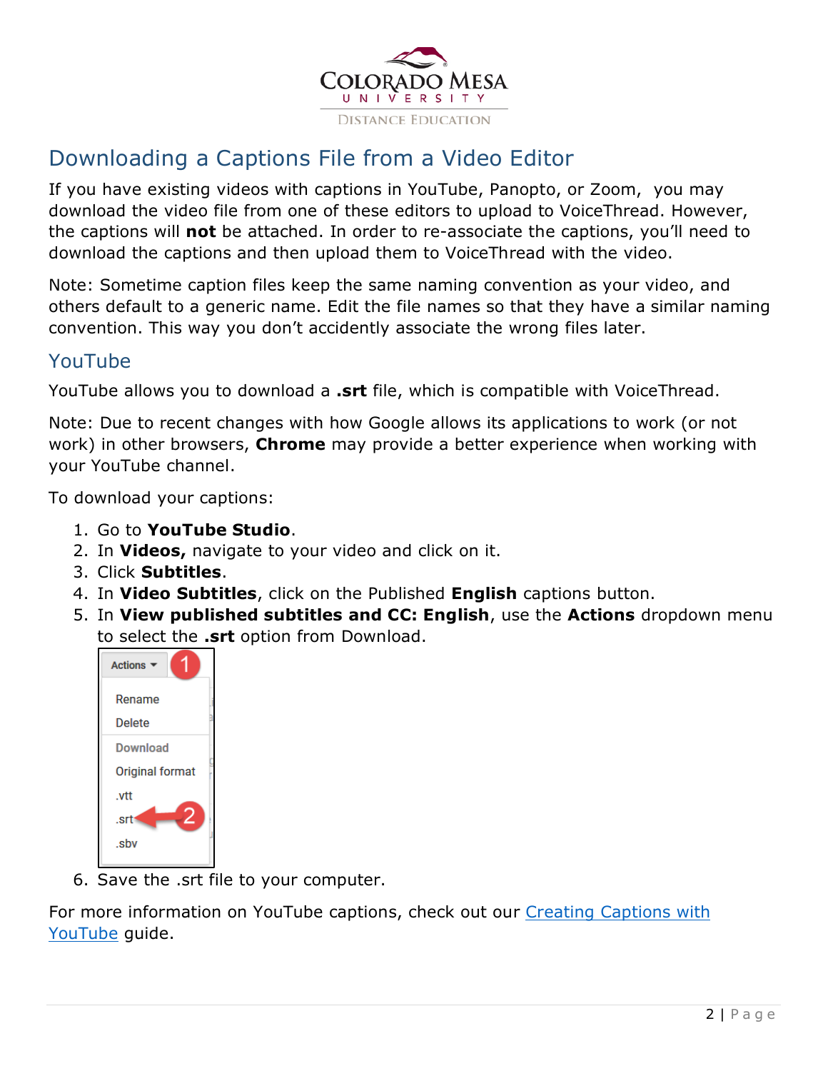## Downloading a Captions File from a Video Editor

If you have existing videos with captions in YouTube, Panopto, or Zoom, you may download the video file from one of these editors to upload to VoiceThread. However, the captions will **not** be attached. In order to re-associate the captions, you'll need to download the captions and then upload them to VoiceThread with the video.

Note: Sometime caption files keep the same naming convention as your video, and others default to a generic name. Edit the file names so that they have a similar naming convention. This way you don't accidently associate the wrong files later.

### YouTube

YouTube allows you to download a **.srt** file, which is compatible with VoiceThread.

Note: Due to recent changes with how Google allows its applications to work (or not work) in other browsers, **Chrome** may provide a better experience when working with your YouTube channel.

To download your captions:

1. Go to **YouTube Studio**.
2. In **Videos,** navigate to your video and click on it.
3. Click **Subtitles**.
4. In **Video Subtitles**, click on the Published **English** captions button.
5. In **View published subtitles and CC: English**, use the **Actions** dropdown menu to select the **.srt** option from Download.
6. Save the .srt file to your computer.

For more information on YouTube captions, check out our [Creating Captions with YouTube](#) guide.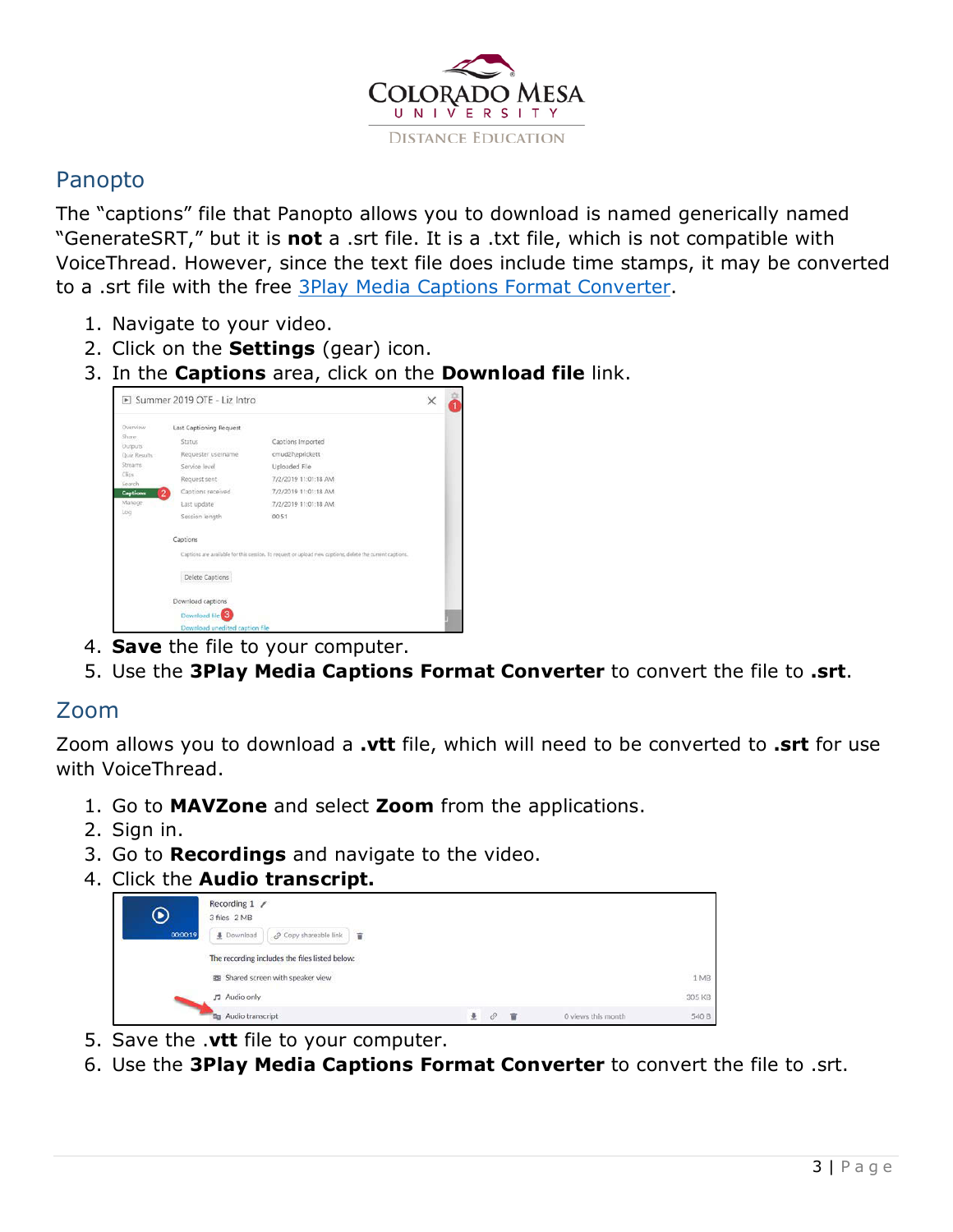## Panopto

The "captions" file that Panopto allows you to download is named generically named "GenerateSRT," but it is **not** a .srt file. It is a .txt file, which is not compatible with VoiceThread. However, since the text file does include time stamps, it may be converted to a .srt file with the free [3Play Media Captions Format Converter](3Play Media Captions Format Converter).

1. Navigate to your video.
2. Click on the **Settings** (gear) icon.
3. In the **Captions** area, click on the **Download file** link.
4. **Save** the file to your computer.
5. Use the **3Play Media Captions Format Converter** to convert the file to **.srt**.

## Zoom

Zoom allows you to download a **.vtt** file, which will need to be converted to **.srt** for use with VoiceThread.

1. Go to **MAVZone** and select **Zoom** from the applications.
2. Sign in.
3. Go to **Recordings** and navigate to the video.
4. Click the **Audio transcript.**
5. Save the **.vtt** file to your computer.
6. Use the **3Play Media Captions Format Converter** to convert the file to .srt.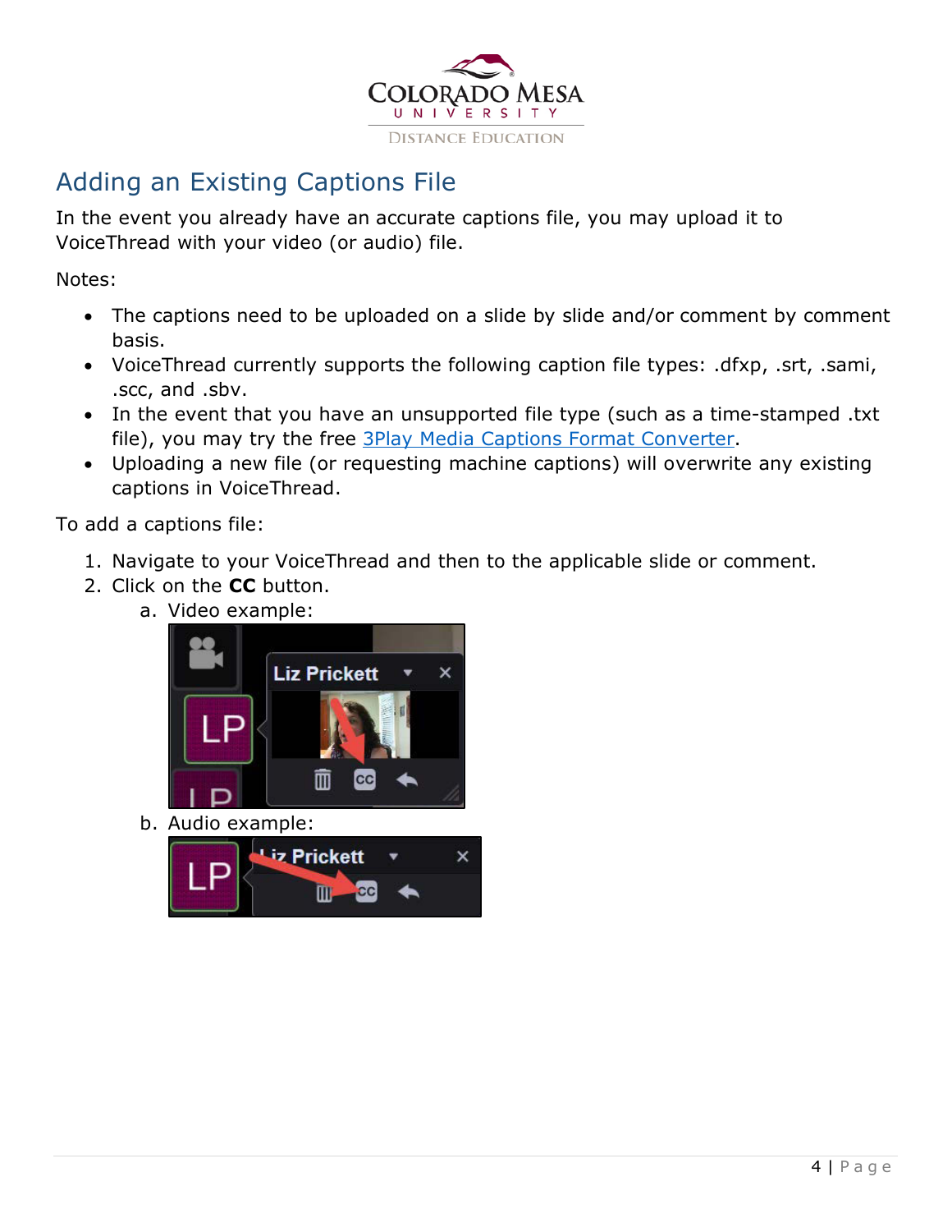## Adding an Existing Captions File

In the event you already have an accurate captions file, you may upload it to VoiceThread with your video (or audio) file.

Notes:

- The captions need to be uploaded on a slide by slide and/or comment by comment basis.
- VoiceThread currently supports the following caption file types: .dfxp, .srt, .sami, .scc, and .sbv.
- In the event that you have an unsupported file type (such as a time-stamped .txt file), you may try the free [3Play Media Captions Format Converter].
- Uploading a new file (or requesting machine captions) will overwrite any existing captions in VoiceThread.

To add a captions file:

1. Navigate to your VoiceThread and then to the applicable slide or comment.
2. Click on the **CC** button.
   a. Video example:
   b. Audio example: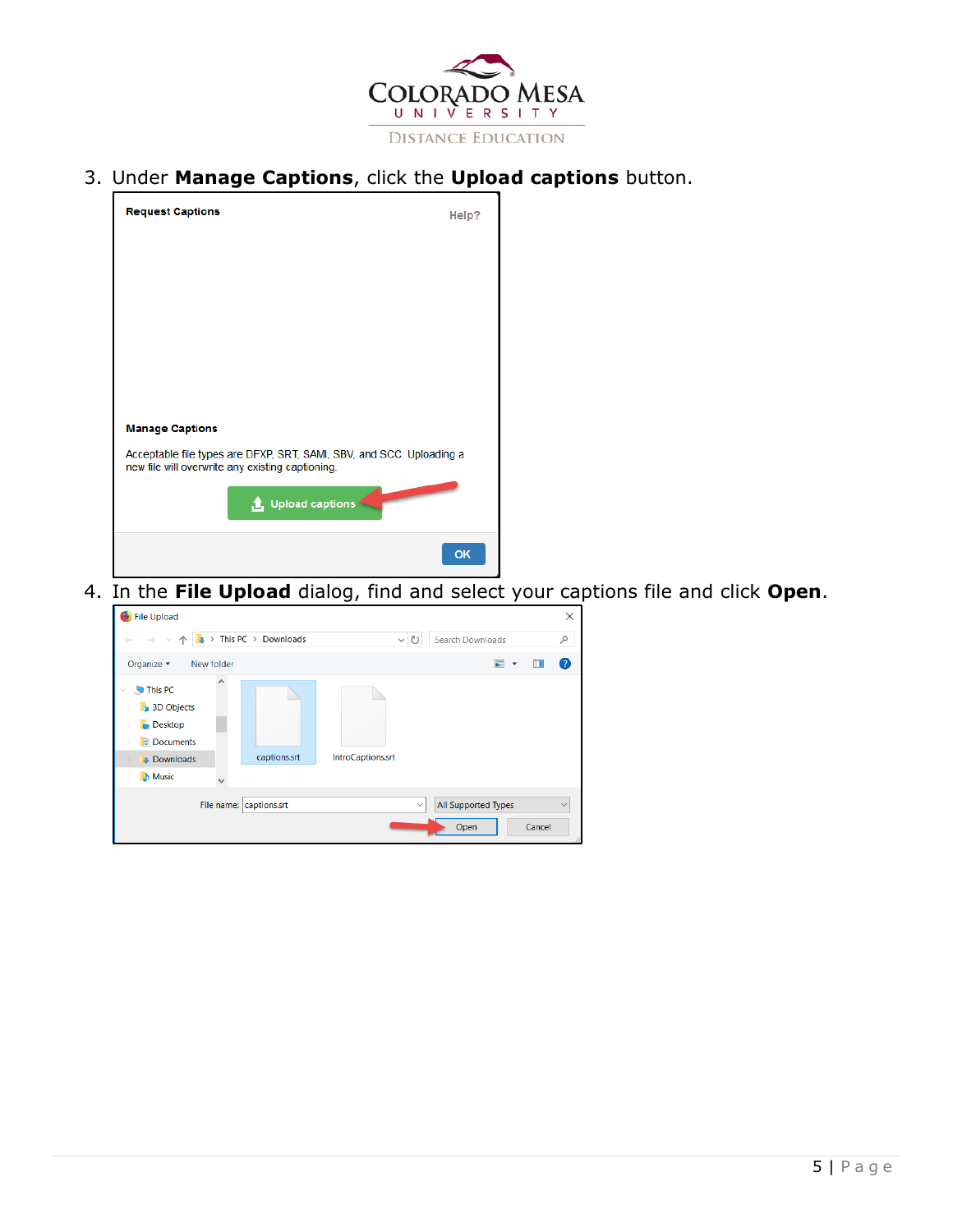3. Under **Manage Captions**, click the **Upload captions** button.

4. In the **File Upload** dialog, find and select your captions file and click **Open**.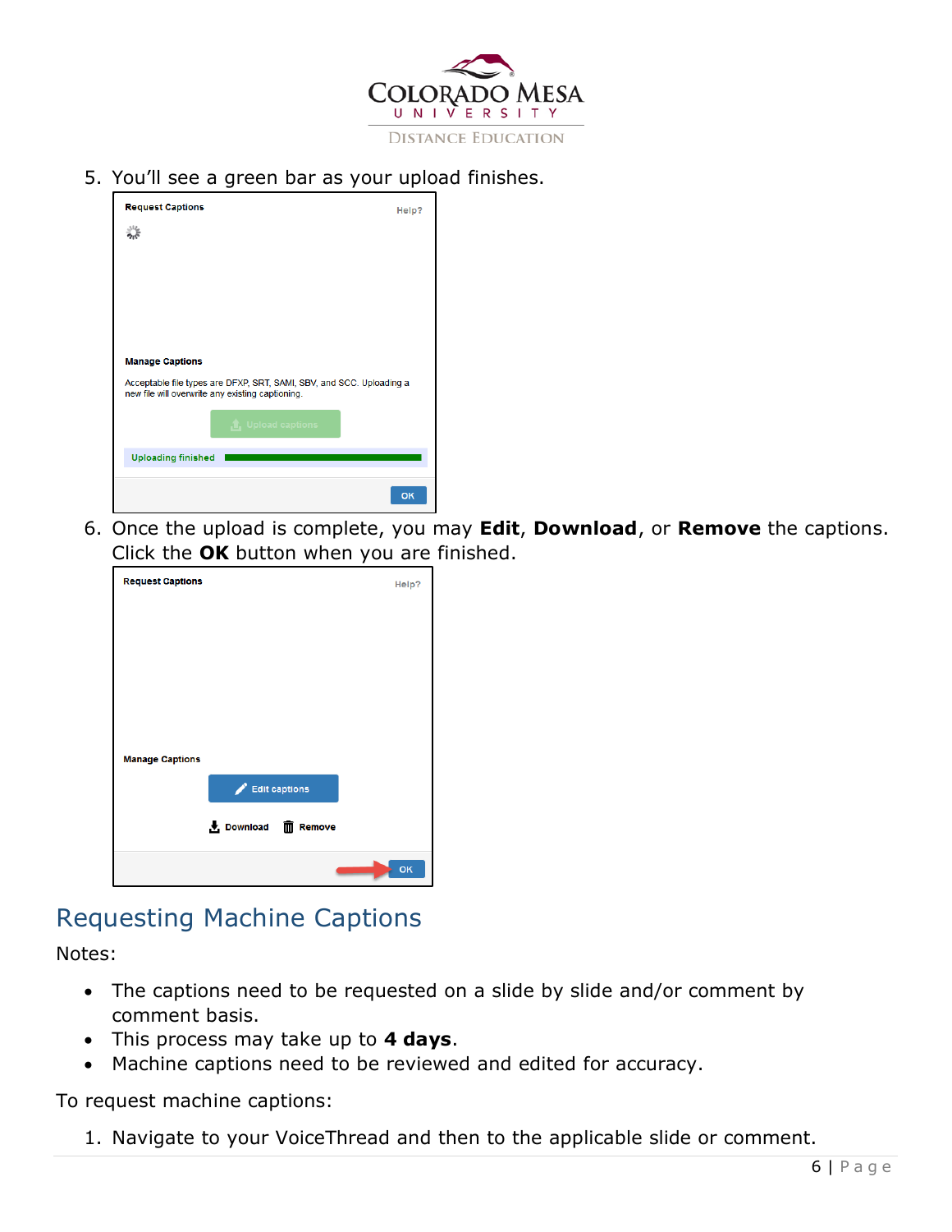5. You'll see a green bar as your upload finishes.

6. Once the upload is complete, you may **Edit**, **Download**, or **Remove** the captions. Click the **OK** button when you are finished.

## Requesting Machine Captions

Notes:

- The captions need to be requested on a slide by slide and/or comment by comment basis.
- This process may take up to **4 days**.
- Machine captions need to be reviewed and edited for accuracy.

To request machine captions:

1. Navigate to your VoiceThread and then to the applicable slide or comment.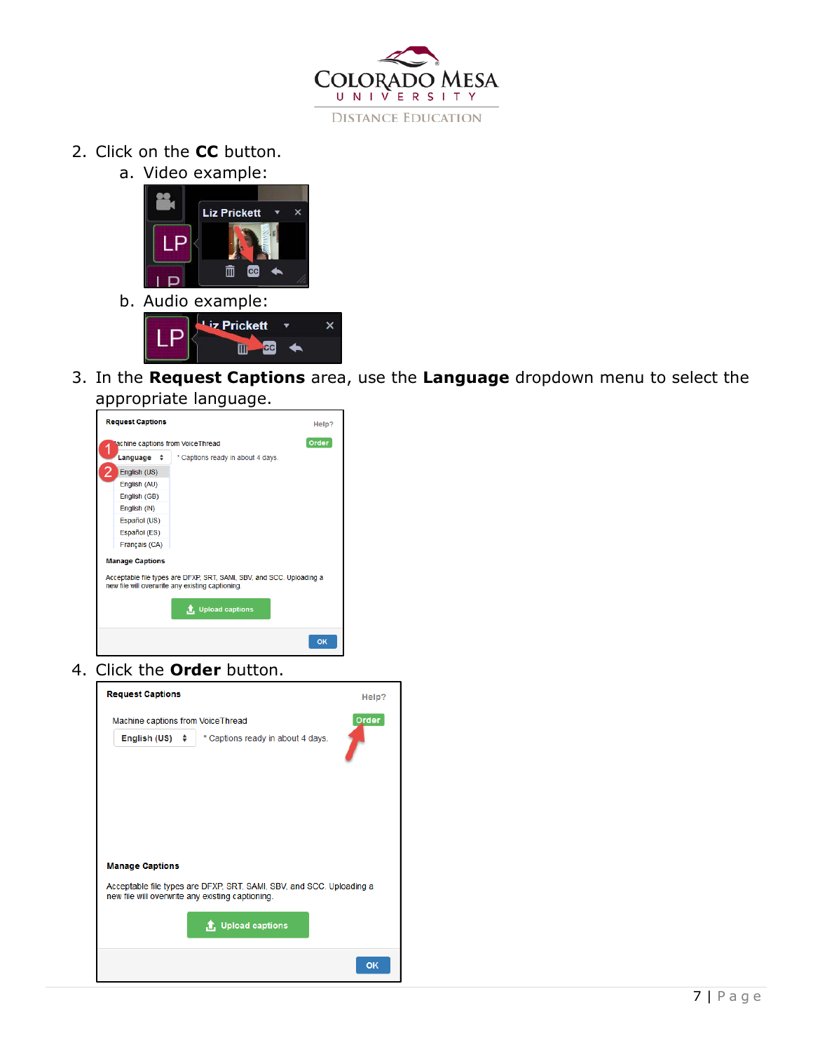2. Click on the **CC** button.
    a. Video example:
    b. Audio example:
3. In the **Request Captions** area, use the **Language** dropdown menu to select the appropriate language.
4. Click the **Order** button.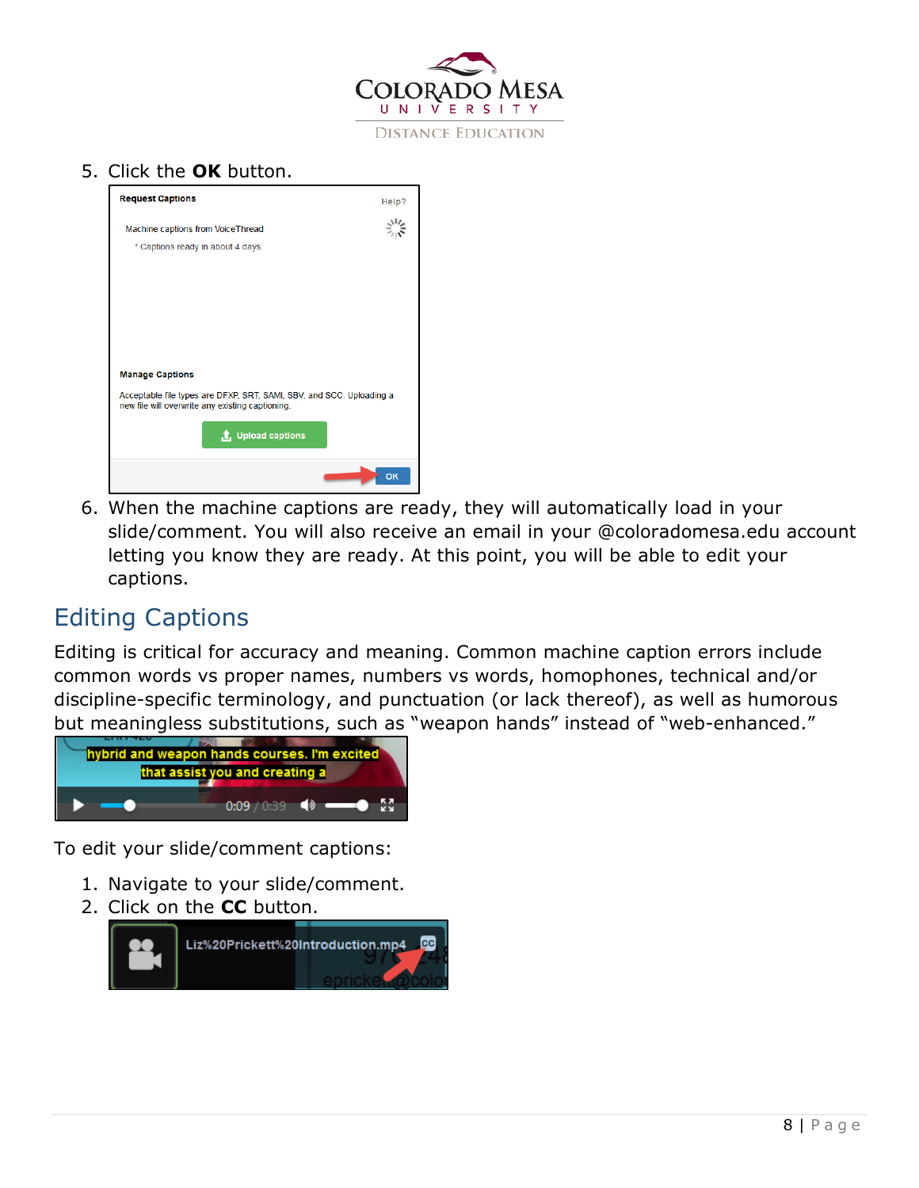5. Click the **OK** button.

6. When the machine captions are ready, they will automatically load in your slide/comment. You will also receive an email in your @coloradomesa.edu account letting you know they are ready. At this point, you will be able to edit your captions.

## Editing Captions

Editing is critical for accuracy and meaning. Common machine caption errors include common words vs proper names, numbers vs words, homophones, technical and/or discipline-specific terminology, and punctuation (or lack thereof), as well as humorous but meaningless substitutions, such as "weapon hands" instead of "web-enhanced."

To edit your slide/comment captions:

1. Navigate to your slide/comment.
2. Click on the **CC** button.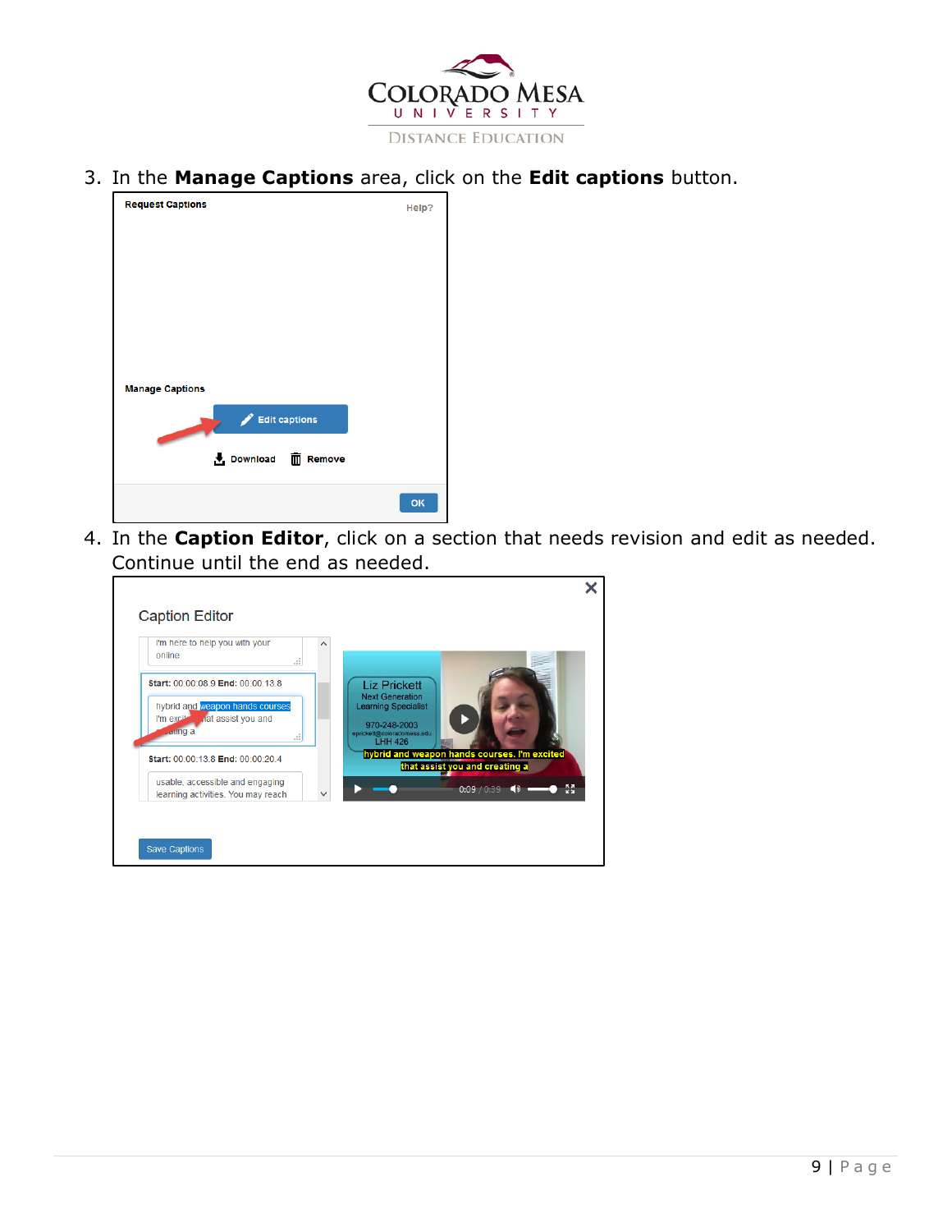3. In the **Manage Captions** area, click on the **Edit captions** button.

4. In the **Caption Editor**, click on a section that needs revision and edit as needed. Continue until the end as needed.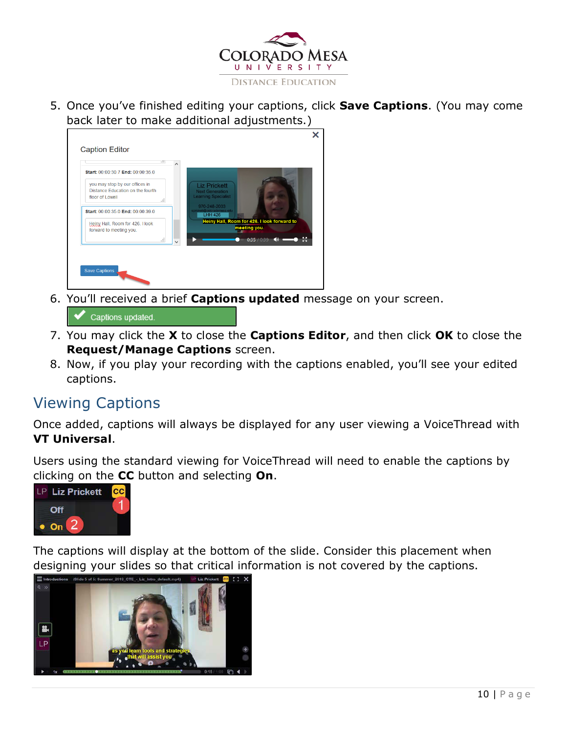5. Once you've finished editing your captions, click **Save Captions**. (You may come back later to make additional adjustments.)

6. You'll received a brief **Captions updated** message on your screen.

7. You may click the **X** to close the **Captions Editor**, and then click **OK** to close the **Request/Manage Captions** screen.
8. Now, if you play your recording with the captions enabled, you'll see your edited captions.

## Viewing Captions

Once added, captions will always be displayed for any user viewing a VoiceThread with **VT Universal**.

Users using the standard viewing for VoiceThread will need to enable the captions by clicking on the **CC** button and selecting **On**.

The captions will display at the bottom of the slide. Consider this placement when designing your slides so that critical information is not covered by the captions.